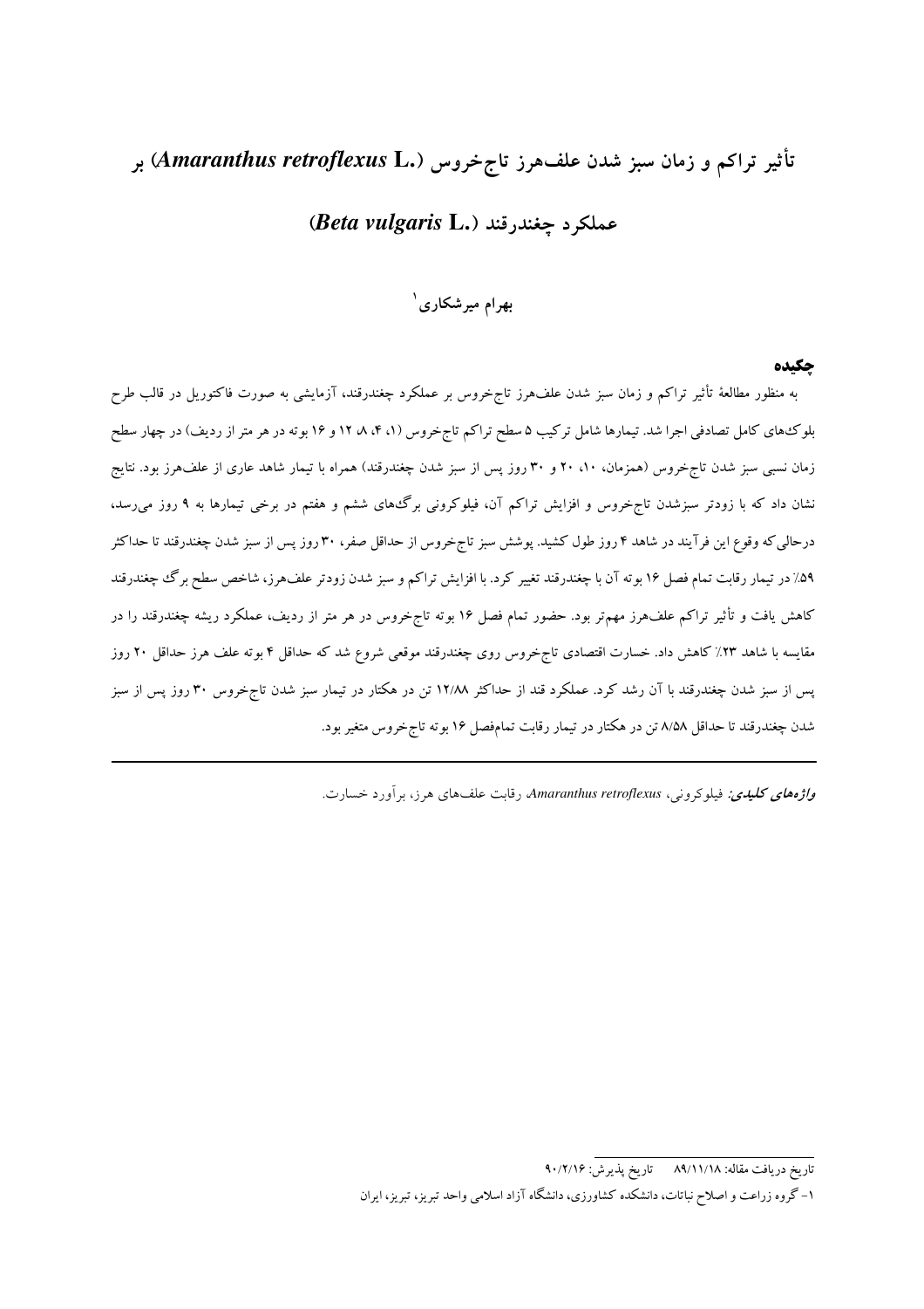# تأثیر تراکم و زمان سبز شدن علف‌هرز تاج‌خروس (*Amaranthus retroflexus* L.) بر عملکرد چغندرقند (*Beta vulgaris* L.)

**بهرام میرشکاری**[1]

## چکیده

به منظور مطالعهٔ تأثیر تراکم و زمان سبز شدن علف‌هرز تاج‌خروس بر عملکرد چغندرقند، آزمایشی به صورت فاکتوریل در قالب طرح بلوک‌های کامل تصادفی اجرا شد. تیمارها شامل ترکیب ۵ سطح تراکم تاج‌خروس (۱، ۴، ۸، ۱۲ و ۱۶ بوته در هر متر از ردیف) در چهار سطح زمان نسبی سبز شدن تاج‌خروس (همزمان، ۱۰، ۲۰ و ۳۰ روز پس از سبز شدن چغندرقند) همراه با تیمار شاهد عاری از علف‌هرز بود. نتایج نشان داد که با زودتر سبزشدن تاج‌خروس و افزایش تراکم آن، فیلوکرونی برگ‌های ششم و هفتم در برخی تیمارها به ۹ روز می‌رسد، درحالی‌که وقوع این فرآیند در شاهد ۴ روز طول کشید. پوشش سبز تاج‌خروس از حداقل صفر، ۳۰ روز پس از سبز شدن چغندرقند تا حداکثر ۵۹٪ در تیمار رقابت تمام فصل ۱۶ بوته آن با چغندرقند تغییر کرد. با افزایش تراکم و سبز شدن زودتر علف‌هرز، شاخص سطح برگ چغندرقند کاهش یافت و تأثیر تراکم علف‌هرز مهم‌تر بود. حضور تمام فصل ۱۶ بوته تاج‌خروس در هر متر از ردیف، عملکرد ریشه چغندرقند را در مقایسه با شاهد ۲۳٪ کاهش داد. خسارت اقتصادی تاج‌خروس روی چغندرقند موقعی شروع شد که حداقل ۴ بوته علف هرز حداقل ۲۰ روز پس از سبز شدن چغندرقند با آن رشد کرد. عملکرد قند از حداکثر ۱۲/۸۸ تن در هکتار در تیمار سبز شدن تاج‌خروس ۳۰ روز پس از سبز شدن چغندرقند تا حداقل ۸/۵۸ تن در هکتار در تیمار رقابت تمام‌فصل ۱۶ بوته تاج‌خروس متغیر بود.

***واژه‌های کلیدی:*** فیلوکرونی، *Amaranthus retroflexus* رقابت علف‌های هرز، برآورد خسارت.

---

تاریخ دریافت مقاله: ۸۹/۱۱/۱۸ تاریخ پذیرش: ۹۰/۲/۱۶

۱- گروه زراعت و اصلاح نباتات، دانشکده کشاورزی، دانشگاه آزاد اسلامی واحد تبریز، تبریز، ایران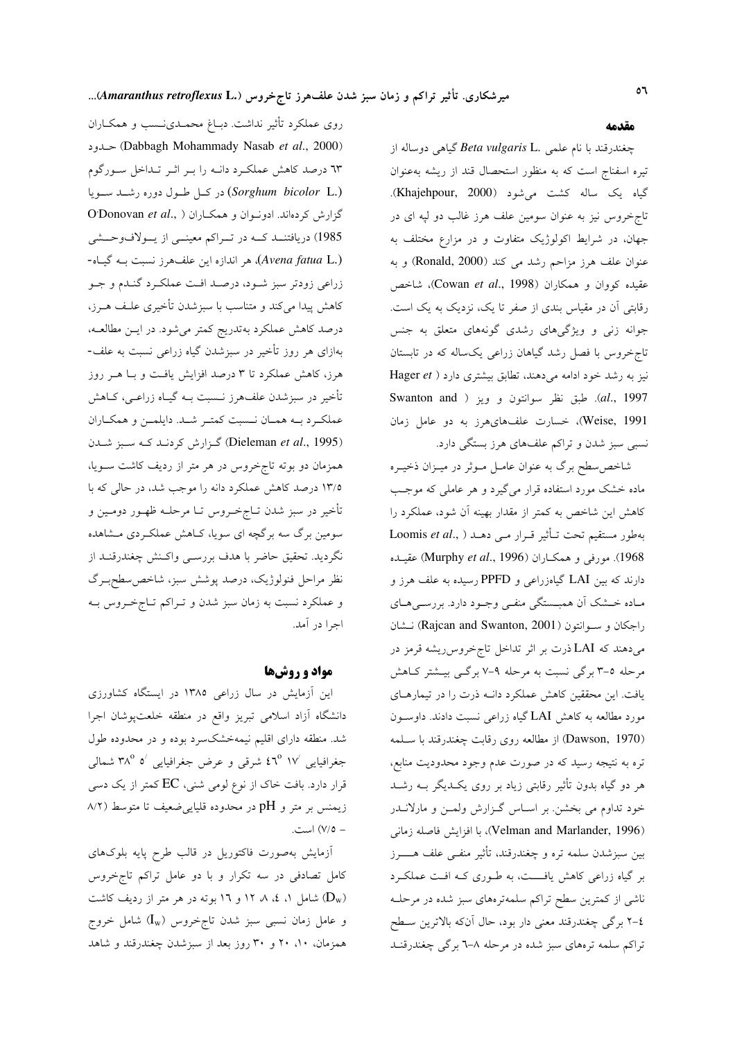## مقدمه

چغندرقند با نام علمی *Beta vulgaris* L. گیاهی دوساله از تیره اسفناج است که به منظور استحصال قند از ریشه به‌عنوان گیاه یک ساله کشت می‌شود (Khajehpour, 2000). تاج‌خروس نیز به عنوان سومین علف هرز غالب دو لپه ای در جهان، در شرایط اکولوژیک متفاوت و در مزارع مختلف به عنوان علف هرز مزاحم رشد می کند (Ronald, 2000) و به عقیده کووان و همکاران (Cowan *et al*., 1998)، شاخص رقابتی آن در مقیاس بندی از صفر تا یک، نزدیک به یک است. جوانه زنی و ویژگی‌های رشدی گونه‌های متعلق به جنس تاج‌خروس با فصل رشد گیاهان زراعی یکساله که در تابستان نیز به رشد خود ادامه می‌دهند، تطابق بیشتری دارد (Hager *et al*., 1997). طبق نظر سوانتون و ویز (Swanton and Weise, 1991)، خسارت علف‌های‌هرز به دو عامل زمان نسبی سبز شدن و تراکم علف‌های هرز بستگی دارد.

شاخص‌سطح برگ به عنوان عامل موثر در میزان ذخیره ماده خشک مورد استفاده قرار می‌گیرد و هر عاملی که موجب کاهش این شاخص به کمتر از مقدار بهینه آن شود، عملکرد را به‌طور مستقیم تحت تأثیر قرار می دهد (Loomis *et al*., 1968). مورفی و همکاران (Murphy *et al*., 1996) عقیده دارند که بین LAI گیاه‌زراعی و PPFD رسیده به علف هرز و ماده خشک آن همبستگی منفی وجود دارد. بررسی‌های راجکان و سوانتون (Rajcan and Swanton, 2001) نشان می‌دهند که LAI ذرت بر اثر تداخل تاج‌خروس‌ریشه قرمز در مرحله ۵-۳ برگی نسبت به مرحله ۹-۷ برگی بیشتر کاهش یافت. این محققین کاهش عملکرد دانه ذرت را در تیمارهای مورد مطالعه به کاهش LAI گیاه زراعی نسبت دادند. داوسون (Dawson, 1970) از مطالعه روی رقابت چغندرقند با سلمه تره به نتیجه رسید که در صورت عدم وجود محدودیت منابع، هر دو گیاه بدون تأثیر رقابتی زیاد بر روی یکدیگر به رشد خود تداوم می بخشن. بر اساس گزارش ولمن و مارلاندر (Velman and Marlander, 1996)، با افزایش فاصله زمانی بین سبزشدن سلمه تره و چغندرقند، تأثیر منفی علف هرز بر گیاه زراعی کاهش یافت، به طوری که افت عملکرد ناشی از کمترین سطح تراکم سلمه‌تره‌های سبز شده در مرحله ۴-۲ برگی چغندرقند معنی دار بود، حال آنکه بالاترین سطح تراکم سلمه تره‌های سبز شده در مرحله ۸-۶ برگی چغندرقند روی عملکرد تأثیر نداشت. دباغ محمدی‌نسب و همکاران (Dabbagh Mohammady Nasab *et al*., 2000) حدود ۶۳ درصد کاهش عملکرد دانه را بر اثر تداخل سورگوم (*Sorghum bicolor* L.) در کل طول دوره رشد سویا گزارش کرده‌اند. ادونوان و همکاران (O'Donovan *et al*., 1985) دریافتند که در تراکم معینی از یولاف‌وحشی (*Avena fatua* L.)، هر اندازه این علف‌هرز نسبت به گیاه- زراعی زودتر سبز شود، درصد افت عملکرد گندم و جو کاهش پیدا می‌کند و متناسب با سبزشدن تأخیری علف هرز، درصد کاهش عملکرد به‌تدریج کمتر می‌شود. در این مطالعه، به‌ازای هر روز تأخیر در سبزشدن گیاه زراعی نسبت به علف- هرز، کاهش عملکرد تا ۳ درصد افزایش یافت و با هر روز تأخیر در سبزشدن علف‌هرز نسبت به گیاه زراعی، کاهش عملکرد به همان نسبت کمتر شد. دایلمن و همکاران (Dieleman *et al*., 1995) گزارش کردند که سبز شدن همزمان دو بوته تاج‌خروس در هر متر از ردیف کاشت سویا، ۱۳/۵ درصد کاهش عملکرد دانه را موجب شد، در حالی که با تأخیر در سبز شدن تاج‌خروس تا مرحله ظهور دومین و سومین برگ سه برگچه ای سویا، کاهش عملکردی مشاهده نگردید. تحقیق حاضر با هدف بررسی واکنش چغندرقند از نظر مراحل فنولوژیک، درصد پوشش سبز، شاخص‌سطح‌برگ و عملکرد نسبت به زمان سبز شدن و تراکم تاج‌خروس به اجرا در آمد.

## مواد و روش‌ها

این آزمایش در سال زراعی ۱۳۸۵ در ایستگاه کشاورزی دانشگاه آزاد اسلامی تبریز واقع در منطقه خلعت‌پوشان اجرا شد. منطقه دارای اقلیم نیمه‌خشک‌سرد بوده و در محدوده طول جغرافیایی ۱۷′ ۴۶° شرقی و عرض جغرافیایی ۵′ ۳۸° شمالی قرار دارد. بافت خاک از نوع لومی شنی، EC کمتر از یک دسی زیمنس بر متر و pH در محدوده قلیایی‌ضعیف تا متوسط (۸/۲ - ۷/۵) است.

آزمایش به‌صورت فاکتوریل در قالب طرح پایه بلوک‌های کامل تصادفی در سه تکرار و با دو عامل تراکم تاج‌خروس ($D_W$) شامل ۱، ۴، ۸، ۱۲ و ۱۶ بوته در هر متر از ردیف کاشت و عامل زمان نسبی سبز شدن تاج‌خروس ($I_W$) شامل خروج همزمان، ۱۰، ۲۰ و ۳۰ روز بعد از سبزشدن چغندرقند و شاهد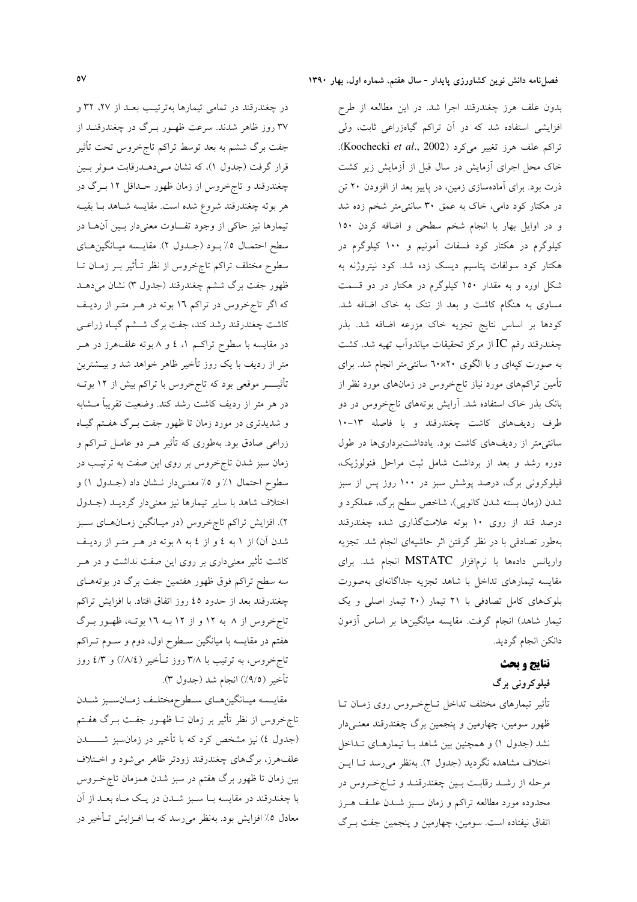بدون علف هرز چغندرقند اجرا شد. در این مطالعه از طرح افزایشی استفاده شد که در آن تراکم گیاه‌زراعی ثابت، ولی تراکم علف هرز تغییر می‌کرد (Koochecki *et al*., 2002). خاک محل اجرای آزمایش در سال قبل از آزمایش زیر کشت ذرت بود. برای آماده‌سازی زمین، در پاییز بعد از افزودن ۲۰ تن در هکتار کود دامی، خاک به عمق ۳۰ سانتی‌متر شخم زده شد و در اوایل بهار با انجام شخم سطحی و اضافه کردن ۱۵۰ کیلوگرم در هکتار کود فسفات آمونیم و ۱۰۰ کیلوگرم در هکتار کود سولفات پتاسیم دیسک زده شد. کود نیتروژنه به شکل اوره و به مقدار ۱۵۰ کیلوگرم در هکتار در دو قسمت مساوی به هنگام کاشت و بعد از تنک به خاک اضافه شد. کودها بر اساس نتایج تجزیه خاک مزرعه اضافه شد. بذر چغندرقند رقم IC از مرکز تحقیقات میاندوآب تهیه شد. کشت به صورت کپه‌ای و با الگوی ۲۰×۶۰ سانتی‌متر انجام شد. برای تأمین تراکم‌های مورد نیاز تاج‌خروس در زمان‌های مورد نظر از بانک بذر خاک استفاده شد. آرایش بوته‌های تاج‌خروس در دو طرف ردیف‌های کاشت چغندرقند و با فاصله ۱۳-۱۰ سانتی‌متر از ردیف‌های کاشت بود. یادداشت‌برداری‌ها در طول دوره رشد و بعد از برداشت شامل ثبت مراحل فنولوژیک، فیلوکرونی برگ، درصد پوشش سبز در ۱۰۰ روز پس از سبز شدن (زمان بسته شدن کانوپی)، شاخص سطح برگ، عملکرد و درصد قند از روی ۱۰ بوته علامت‌گذاری شده چغندرقند به‌طور تصادفی با در نظر گرفتن اثر حاشیه‌ای انجام شد. تجزیه واریانس داده‌ها با نرم‌افزار MSTATC انجام شد. برای مقایسه تیمارهای تداخل با شاهد تجزیه جداگانه‌ای به‌صورت بلوک‌های کامل تصادفی با ۲۱ تیمار (۲۰ تیمار اصلی و یک تیمار شاهد) انجام گرفت. مقایسه میانگین‌ها بر اساس آزمون دانکن انجام گردید.

## نتایج و بحث

### فیلوکرونی برگ

تأثیر تیمارهای مختلف تداخل تاج‌خروس روی زمان تا ظهور سومین، چهارمین و پنجمین برگ چغندرقند معنی‌دار نشد (جدول ۱) و همچنین بین شاهد با تیمارهای تداخل اختلاف مشاهده نگردید (جدول ۲). به‌نظر می‌رسد تا این مرحله از رشد رقابت بین چغندرقند و تاج‌خروس در محدوده مورد مطالعه تراکم و زمان سبز شدن علف هرز اتفاق نیفتاده است. سومین، چهارمین و پنجمین جفت برگ در چغندرقند در تمامی تیمارها به‌ترتیب بعد از ۲۷، ۳۲ و ۳۷ روز ظاهر شدند. سرعت ظهور برگ در چغندرقند از جفت برگ ششم به بعد توسط تراکم تاج‌خروس تحت تأثیر قرار گرفت (جدول ۱)، که نشان می‌دهد رقابت موثر بین چغندرقند و تاج‌خروس از زمان ظهور حداقل ۱۲ برگ در هر بوته چغندرقند شروع شده است. مقایسه شاهد با بقیه تیمارها نیز حاکی از وجود تفاوت معنی‌دار بین آن‌ها در سطح احتمال ۵٪ بود (جدول ۲). مقایسه میانگین‌های سطوح مختلف تراکم تاج‌خروس از نظر تأثیر بر زمان تا ظهور جفت برگ ششم چغندرقند (جدول ۳) نشان می‌دهد که اگر تاج‌خروس در تراکم ۱۶ بوته در هر متر از ردیف کاشت چغندرقند رشد کند، جفت برگ ششم گیاه زراعی در مقایسه با سطوح تراکم ۱، ۴ و ۸ بوته علف‌هرز در هر متر از ردیف با یک روز تأخیر ظاهر خواهد شد و بیشترین تأثیر موقعی بود که تاج‌خروس با تراکم بیش از ۱۲ بوته در هر متر از ردیف کاشت رشد کند. وضعیت تقریباً مشابه و شدیدتری در مورد زمان تا ظهور جفت برگ هفتم گیاه زراعی صادق بود. به‌طوری که تأثیر هر دو عامل تراکم و زمان سبز شدن تاج‌خروس بر روی این صفت به ترتیب در سطوح احتمال ۱٪ و ۵٪ معنی‌دار نشان داد (جدول ۱) و اختلاف شاهد با سایر تیمارها نیز معنی‌دار گردید (جدول ۲). افزایش تراکم تاج‌خروس (در میانگین زمان‌های سبز شدن آن) از ۱ به ۴ و از ۴ به ۸ بوته در هر متر از ردیف کاشت تأثیر معنی‌داری بر روی این صفت نداشت و در هر سه سطح تراکم فوق ظهور هفتمین جفت برگ در بوته‌های چغندرقند بعد از حدود ۴۵ روز اتفاق افتاد. با افزایش تراکم تاج‌خروس از ۸ به ۱۲ و از ۱۲ به ۱۶ بوته، ظهور برگ هفتم در مقایسه با میانگین سطوح اول، دوم و سوم تراکم تاج‌خروس، به ترتیب با ۳/۸ روز تأخیر (۸/۴٪) و ۴/۳ روز تأخیر (۹/۵٪) انجام شد (جدول ۳).

مقایسه میانگین‌های سطوح‌مختلف زمان‌سبز شدن تاج‌خروس از نظر تأثیر بر زمان تا ظهور جفت برگ هفتم (جدول ۴) نیز مشخص کرد که با تأخیر در زمان‌سبز شدن علف‌هرز، برگ‌های چغندرقند زودتر ظاهر می‌شود و اختلاف بین زمان تا ظهور برگ هفتم در سبز شدن همزمان تاج‌خروس با چغندرقند در مقایسه با سبز شدن در یک ماه بعد از آن معادل ۵٪ افزایش بود. به‌نظر می‌رسد که با افزایش تأخیر در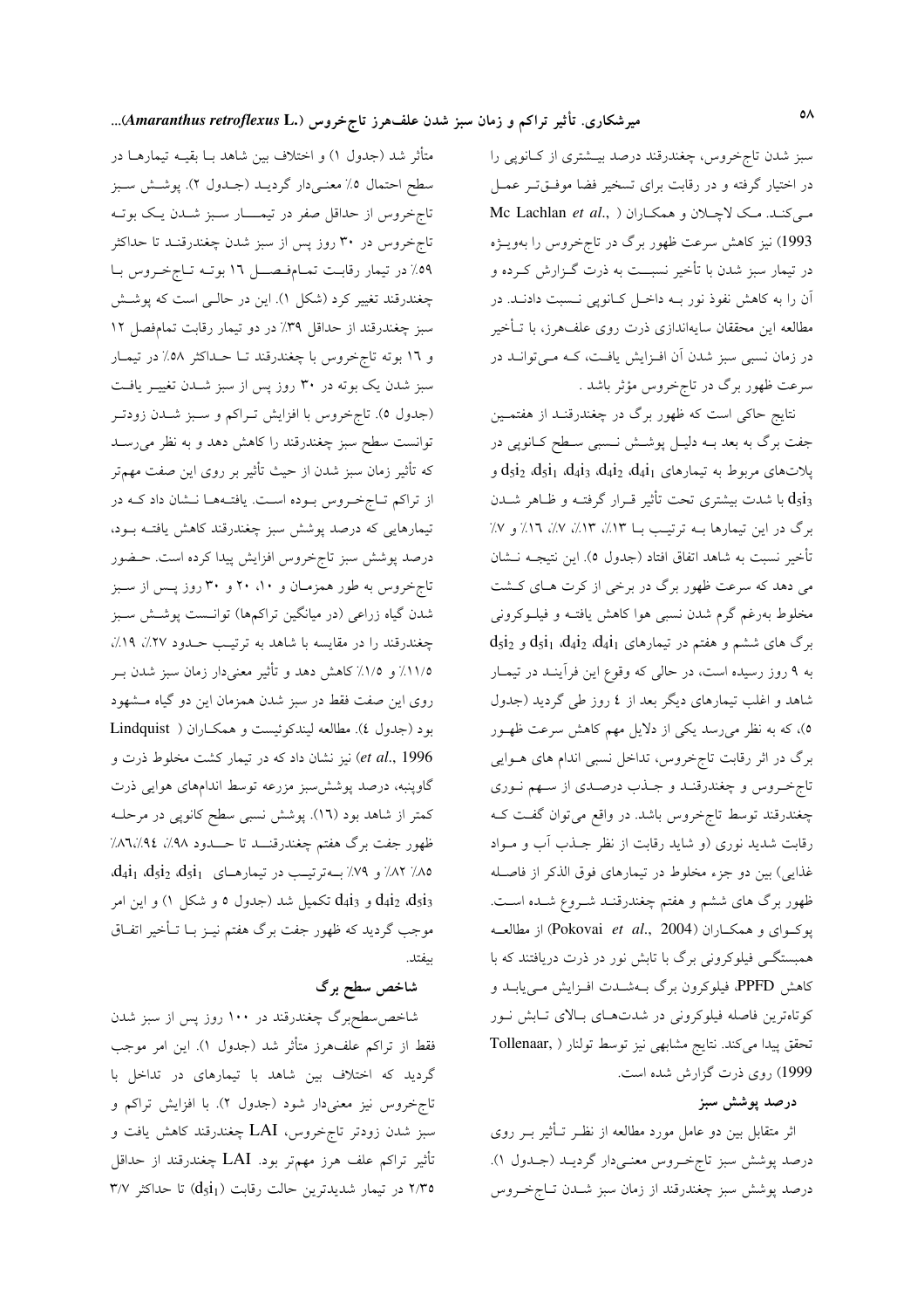سبز شدن تاج‌خروس، چغندرقند درصد بیشتری از کانوپی را در اختیار گرفته و در رقابت برای تسخیر فضا موفق‌تر عمل می‌کند. مک لاچلان و همکاران (Mc Lachlan *et al*., 1993) نیز کاهش سرعت ظهور برگ در تاج‌خروس را بویژه در تیمار سبز شدن با تأخیر نسبت به ذرت گزارش کرده و آن را به کاهش نفوذ نور به داخل کانوپی نسبت دادند. در مطالعه این محققان سایه‌اندازی ذرت روی علف‌هرز، با تأخیر در زمان نسبی سبز شدن آن افزایش یافت، که می‌تواند در سرعت ظهور برگ در تاج‌خروس مؤثر باشد.

نتایج حاکی است که ظهور برگ در چغندرقند از هفتمین جفت برگ به بعد به دلیل پوشش نسبی سطح کانوپی در پلات‌های مربوط به تیمارهای $d_4i_1$، $d_4i_2$، $d_4i_3$، $d_5i_1$، $d_5i_2$ و $d_5i_3$ با شدت بیشتری تحت تأثیر قرار گرفته و ظاهر شدن برگ در این تیمارها به ترتیب با ۱۳٪، ۱۳٪، ۷٪، ۱۶٪ و ۷٪ تأخیر نسبت به شاهد اتفاق افتاد (جدول ٥). این نتیجه نشان می دهد که سرعت ظهور برگ در برخی از کرت های کشت مخلوط به‌رغم گرم شدن نسبی هوا کاهش یافته و فیلوکرونی برگ های ششم و هفتم در تیمارهای $d_4i_1$، $d_4i_2$، $d_5i_1$ و $d_5i_2$ به ۹ روز رسیده است، در حالی که وقوع این فرآیند در تیمار شاهد و اغلب تیمارهای دیگر بعد از ٤ روز طی گردید (جدول ٥)، که به نظر می‌رسد یکی از دلایل مهم کاهش سرعت ظهور برگ در اثر رقابت تاج‌خروس، تداخل نسبی اندام های هوایی تاج‌خروس و چغندرقند و جذب درصدی از سهم نوری چغندرقند توسط تاج‌خروس باشد. در واقع می‌توان گفت که رقابت شدید نوری (و شاید رقابت از نظر جذب آب و مواد غذایی) بین دو جزء مخلوط در تیمارهای فوق الذکر از فاصله ظهور برگ های ششم و هفتم چغندرقند شروع شده است. پوکوای و همکاران (Pokovai *et al*., 2004) از مطالعه همبستگی فیلوکرونی برگ با تابش نور در ذرت دریافتند که با کاهش PPFD، فیلوکرون برگ به‌شدت افزایش می‌یابد و کوتاه‌ترین فاصله فیلوکرونی در شدت‌های بالای تابش نور تحقق پیدا می‌کند. نتایج مشابهی نیز توسط تولنار (Tollenaar, 1999) روی ذرت گزارش شده است.

## درصد پوشش سبز

اثر متقابل بین دو عامل مورد مطالعه از نظر تأثیر بر روی درصد پوشش سبز تاج‌خروس معنی‌دار گردید (جدول ۱). درصد پوشش سبز چغندرقند از زمان سبز شدن تاج‌خروس متأثر شد (جدول ۱) و اختلاف بین شاهد با بقیه تیمارها در سطح احتمال ٥٪ معنی‌دار گردید (جدول ۲). پوشش سبز تاج‌خروس از حداقل صفر در تیمار سبز شدن یک بوته تاج‌خروس در ۳۰ روز پس از سبز شدن چغندرقند تا حداکثر ٥۹٪ در تیمار رقابت تمام‌فصل ۱٦ بوته تاج‌خروس با چغندرقند تغییر کرد (شکل ۱). این در حالی است که پوشش سبز چغندرقند از حداقل ۳۹٪ در دو تیمار رقابت تمام‌فصل ۱۲ و ۱٦ بوته تاج‌خروس با چغندرقند تا حداکثر ٥۸٪ در تیمار سبز شدن یک بوته در ۳۰ روز پس از سبز شدن تغییر یافت (جدول ٥). تاج‌خروس با افزایش تراکم و سبز شدن زودتر توانست سطح سبز چغندرقند را کاهش دهد و به نظر می‌رسد که تأثیر زمان سبز شدن از حیث تأثیر بر روی این صفت مهم‌تر از تراکم تاج‌خروس بوده است. یافته‌ها نشان داد که در تیمارهایی که درصد پوشش سبز چغندرقند کاهش یافته بود، درصد پوشش سبز تاج‌خروس افزایش پیدا کرده است. حضور تاج‌خروس به طور همزمان و ۱۰، ۲۰ و ۳۰ روز پس از سبز شدن گیاه زراعی (در میانگین تراکم‌ها) توانست پوشش سبز چغندرقند را در مقایسه با شاهد به ترتیب حدود ۲۷٪، ۱۹٪، ۱۱/٥٪ و ۱/٥٪ کاهش دهد و تأثیر معنی‌دار زمان سبز شدن بر روی این صفت فقط در سبز شدن همزمان این دو گیاه مشهود بود (جدول ٤). مطالعه لیندکوئیست و همکاران (Lindquist *et al*., 1996) نیز نشان داد که در تیمار کشت مخلوط ذرت و گاوپنبه، درصد پوشش‌سبز مزرعه توسط اندامهای هوایی ذرت کمتر از شاهد بود (۱٦). پوشش نسبی سطح کانوپی در مرحله ظهور جفت برگ هفتم چغندرقند تا حدود ۹۸٪، ۹٤٪،۸٦٪، ۸٥٪، ۸۲٪ و ۷۹٪ به‌ترتیب در تیمارهای $d_5i_1$، $d_5i_2$، $d_4i_1$، $d_5i_3$، $d_4i_2$ و $d_4i_3$ تکمیل شد (جدول ٥ و شکل ۱) و این امر موجب گردید که ظهور جفت برگ هفتم نیز با تأخیر اتفاق بیفتد.

## شاخص سطح برگ

شاخص‌سطح‌برگ چغندرقند در ۱۰۰ روز پس از سبز شدن فقط از تراکم علف‌هرز متأثر شد (جدول ۱). این امر موجب گردید که اختلاف بین شاهد با تیمارهای در تداخل با تاج‌خروس نیز معنی‌دار شود (جدول ۲). با افزایش تراکم و سبز شدن زودتر تاج‌خروس، LAI چغندرقند کاهش یافت و تأثیر تراکم علف هرز مهم‌تر بود. LAI چغندرقند از حداقل ۲/۳٥ در تیمار شدیدترین حالت رقابت ($d_5i_1$) تا حداکثر ۳/۷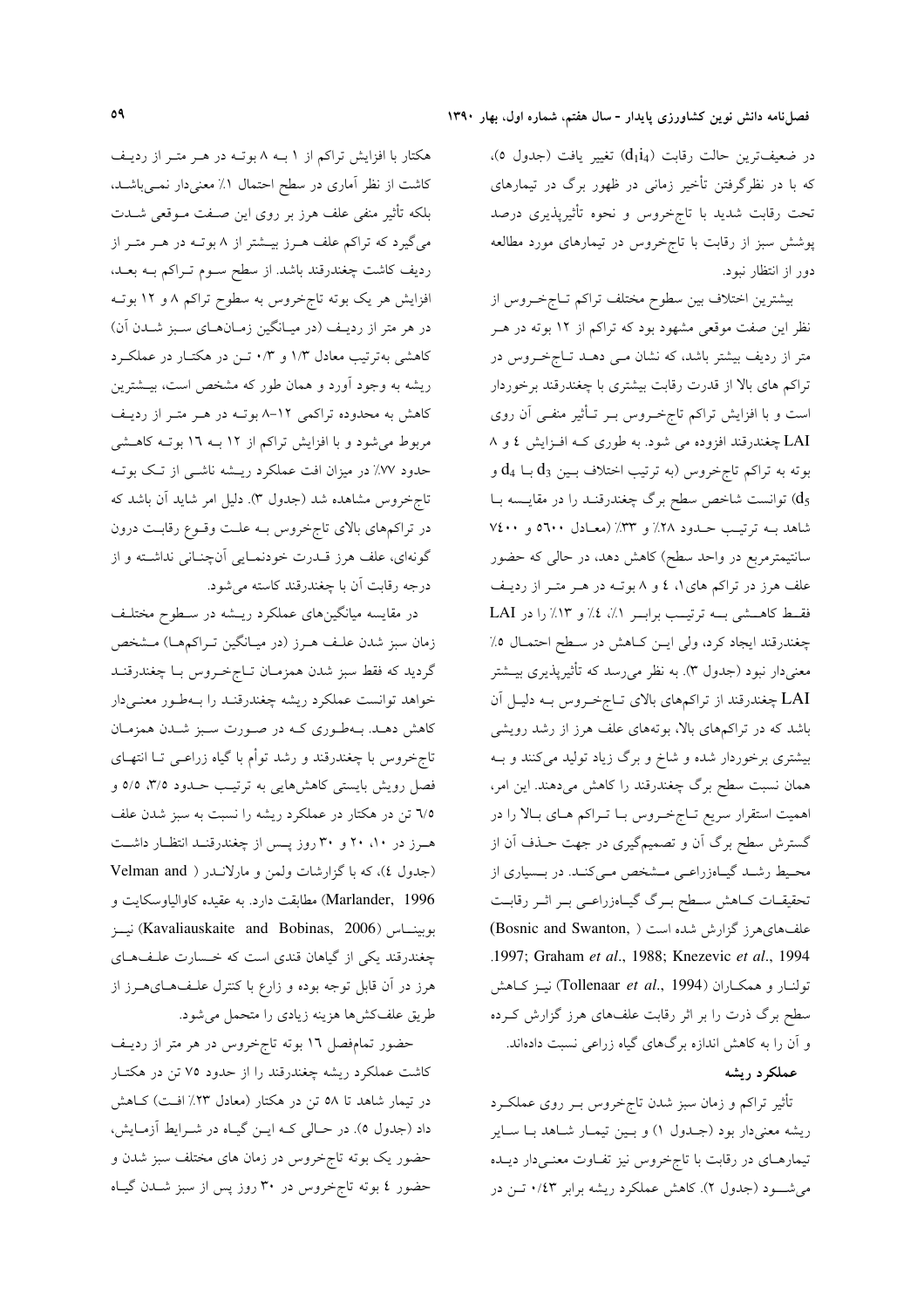در ضعیف‌ترین حالت رقابت ($d_1i_4$) تغییر یافت (جدول ۵)، که با در نظرگرفتن تأخیر زمانی در ظهور برگ در تیمارهای تحت رقابت شدید با تاج‌خروس و نحوه تأثیرپذیری درصد پوشش سبز از رقابت با تاج‌خروس در تیمارهای مورد مطالعه دور از انتظار نبود.

بیشترین اختلاف بین سطوح مختلف تراکم تـاج‌خـروس از نظر این صفت موقعی مشهود بود که تراکم از ۱۲ بوته در هـر متر از ردیف بیشتر باشد، که نشان مـی دهـد تـاج‌خـروس در تراکم های بالا از قدرت رقابت بیشتری با چغندرقند برخوردار است و با افزایش تراکم تاج‌خـروس بـر تـأثیر منفـی آن روی LAI چغندرقند افزوده می شود. به طوری کـه افـزایش ٤ و ۸ بوته به تراکم تاج‌خروس (به ترتیب اختلاف بـین $d_3$ بـا $d_4$ و $d_5$) توانست شاخص سطح برگ چغندرقنـد را در مقایسـه بـا شاهد بـه ترتیـب حـدود ۲۸٪ و ۳۳٪ (معـادل ۵٦۰۰ و ۷٤۰۰ سانتیمترمربع در واحد سطح) کاهش دهد، در حالی که حضور علف هرز در تراکم های۱، ٤ و ۸ بوتـه در هـر متـر از ردیـف فقـط کاهــشی بـــه ترتیـــب برابـــر ۱٪، ٤٪ و ۱۳٪ را در LAI چغندرقند ایجاد کرد، ولی ایـن کـاهش در سـطح احتمـال ۵٪ معنی‌دار نبود (جدول ۳). به نظر می‌رسد که تأثیرپذیری بیـشتر LAI چغندرقند از تراکم‌های بالای تـاج‌خـروس بـه دلیـل آن باشد که در تراکم‌های بالا، بوته‌های علف هرز از رشد رویشی بیشتری برخوردار شده و شاخ و برگ زیاد تولید می‌کنند و بـه همان نسبت سطح برگ چغندرقند را کاهش می‌دهند. این امر، اهمیت استقرار سریع تـاج‌خـروس بـا تـراکم هـای بـالا را در گسترش سطح برگ آن و تصمیم‌گیری در جهت حـذف آن از محـیط رشـد گیـاه‌زراعـی مـشخص مـی‌کنـد. در بـسیاری از تحقیقـات کـاهش سـطح بـرگ گیـاه‌زراعـی بـر اثـر رقابـت علف‌های‌هرز گزارش شده است (Bosnic and Swanton, 1997; Graham *et al*., 1988; Knezevic *et al*., 1994). تولنـار و همکـاران (Tollenaar *et al*., 1994) نیـز کـاهش سطح برگ ذرت را بر اثر رقابت علف‌های هرز گزارش کـرده و آن را به کاهش اندازه برگ‌های گیاه زراعی نسبت داده‌اند.

### عملکرد ریشه

تأثیر تراکم و زمان سبز شدن تاج‌خروس بـر روی عملکـرد ریشه معنی‌دار بود (جـدول ۱) و بـین تیمـار شـاهد بـا سـایر تیمارهـای در رقابت با تاج‌خروس نیز تفـاوت معنـی‌دار دیـده می‌شـود (جدول ۲). کاهش عملکرد ریشه برابر ۰/٤۳ تـن در هکتار با افزایش تراکم از ۱ بـه ۸ بوتـه در هـر متـر از ردیـف کاشت از نظر آماری در سطح احتمال ۱٪ معنی‌دار نمـی‌باشـد، بلکه تأثیر منفی علف هرز بر روی این صـفت مـوقعی شـدت می‌گیرد که تراکم علف هـرز بیـشتر از ۸ بوتـه در هـر متـر از ردیف کاشت چغندرقند باشد. از سطح سـوم تـراکم بـه بعـد، افزایش هر یک بوته تاج‌خروس به سطوح تراکم ۸ و ۱۲ بوتـه در هر متر از ردیـف (در میـانگین زمـان‌هـای سـبز شـدن آن) کاهشی به‌ترتیب معادل ۱/۳ و ۰/۳ تـن در هکتـار در عملکـرد ریشه به وجود آورد و همان طور که مشخص است، بیـشترین کاهش به محدوده تراکمی ۱۲-۸ بوتـه در هـر متـر از ردیـف مربوط می‌شود و با افزایش تراکم از ۱۲ بـه ۱٦ بوتـه کاهـشی حدود ۷۷٪ در میزان افت عملکرد ریـشه ناشـی از تـک بوتـه تاج‌خروس مشاهده شد (جدول ۳). دلیل امر شاید آن باشد که در تراکم‌های بالای تاج‌خروس بـه علـت وقـوع رقابـت درون گونه‌ای، علف هرز قـدرت خودنمـایی آن‌چنـانی نداشـته و از درجه رقابت آن با چغندرقند کاسته می‌شود.

در مقایسه میانگین‌های عملکرد ریـشه در سـطوح مختلـف زمان سبز شدن علـف هـرز (در میـانگین تـراکم‌هـا) مـشخص گردید که فقط سبز شدن همزمـان تـاج‌خـروس بـا چغندرقنـد خواهد توانست عملکرد ریشه چغندرقنـد را بـه‌طـور معنـی‌دار کاهش دهـد. بـه‌طـوری کـه در صـورت سـبز شـدن همزمـان تاج‌خروس با چغندرقند و رشد توأم با گیاه زراعـی تـا انتهـای فصل رویش بایستی کاهش‌هایی به ترتیـب حـدود ۳/۵، ۵/۵ و ٦/۵ تن در هکتار در عملکرد ریشه را نسبت به سبز شدن علف هـرز در ۱۰، ۲۰ و ۳۰ روز پـس از چغندرقنـد انتظـار داشـت (جدول ٤)، که با گزارشات ولمن و مارلانـدر (Velman and Marlander, 1996) مطابقت دارد. به عقیده کاوالیاوسکایت و بوبینـاس (Kavaliauskaite and Bobinas, 2006) نیـز چغندرقند یکی از گیاهان قندی است که خسارت علـف‌هـای هرز در آن قابل توجه بوده و زارع با کنترل علـف‌هـای‌هـرز از طریق علف‌کش‌ها هزینه زیادی را متحمل می‌شود.

حضور تمام‌فصل ۱٦ بوته تاج‌خروس در هر متر از ردیـف کاشت عملکرد ریشه چغندرقند را از حدود ۷۵ تن در هکتـار در تیمار شاهد تا ۵۸ تن در هکتار (معادل ۲۳٪ افـت) کـاهش داد (جدول ۵). در حـالی کـه ایـن گیـاه در شـرایط آزمـایش، حضور یک بوته تاج‌خروس در زمان های مختلف سبز شدن و حضور ٤ بوته تاج‌خروس در ۳۰ روز پس از سبز شـدن گیـاه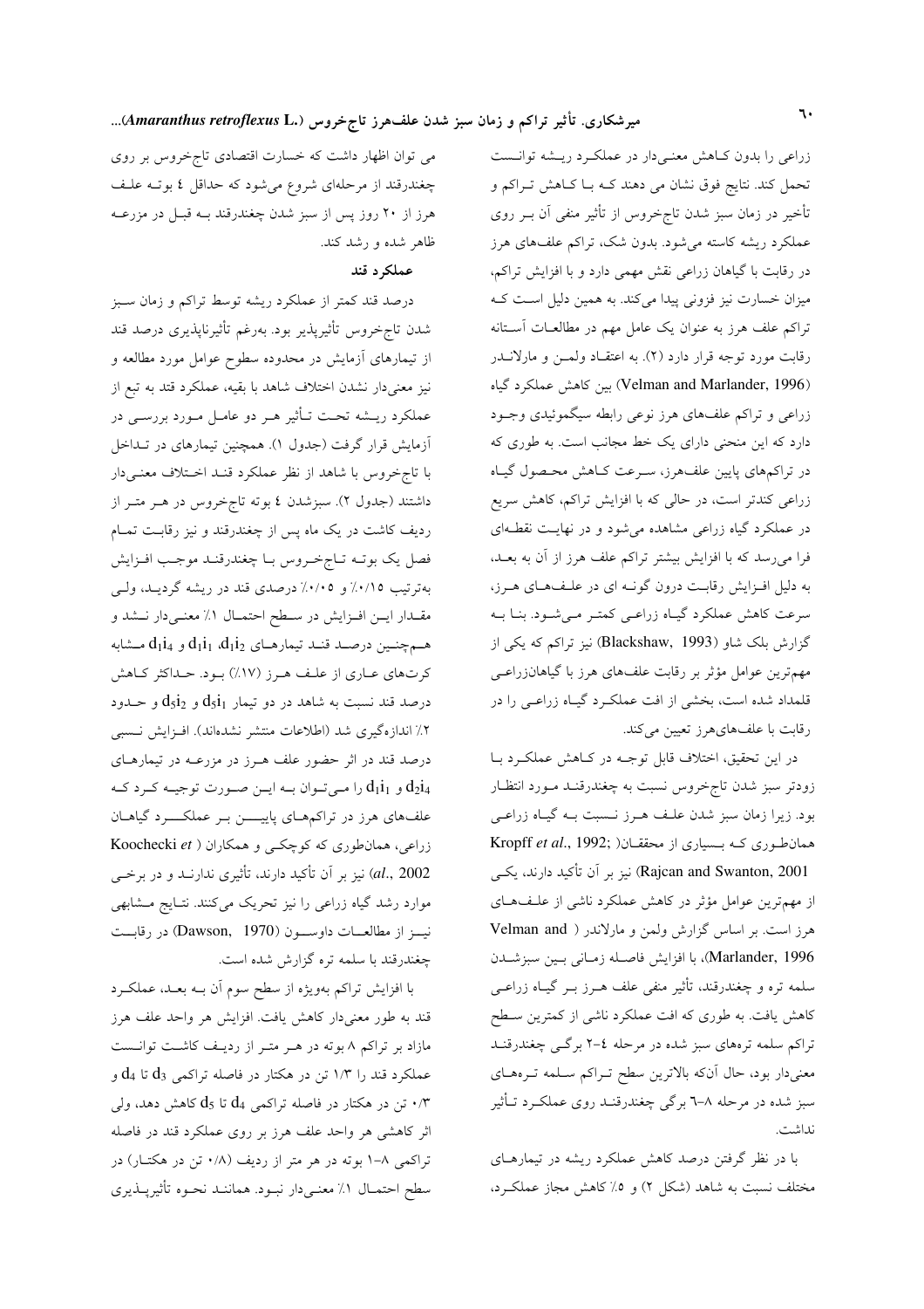زراعی را بدون کاهش معنی‌دار در عملکرد ریشه توانست تحمل کند. نتایج فوق نشان می دهند که با کاهش تراکم و تأخیر در زمان سبز شدن تاج‌خروس از تأثیر منفی آن بر روی عملکرد ریشه کاسته می‌شود. بدون شک، تراکم علف‌های هرز در رقابت با گیاهان زراعی نقش مهمی دارد و با افزایش تراکم، میزان خسارت نیز فزونی پیدا می‌کند. به همین دلیل است که تراکم علف هرز به عنوان یک عامل مهم در مطالعات آستانه رقابت مورد توجه قرار دارد (۲). به اعتقاد ولمن و مارلاندر (Velman and Marlander, 1996) بین کاهش عملکرد گیاه زراعی و تراکم علف‌های هرز نوعی رابطه سیگموئیدی وجود دارد که این منحنی دارای یک خط مجانب است. به طوری که در تراکم‌های پایین علف‌هرز، سرعت کاهش محصول گیاه زراعی کندتر است، در حالی که با افزایش تراکم، کاهش سریع در عملکرد گیاه زراعی مشاهده می‌شود و در نهایت نقطه‌ای فرا می‌رسد که با افزایش بیشتر تراکم علف هرز از آن به بعد، به دلیل افزایش رقابت درون گونه ای در علف‌های هرز، سرعت کاهش عملکرد گیاه زراعی کمتر می‌شود. بنا به گزارش بلک شاو (Blackshaw, 1993) نیز تراکم که یکی از مهم‌ترین عوامل مؤثر بر رقابت علف‌های هرز با گیاهان‌زراعی قلمداد شده است، بخشی از افت عملکرد گیاه زراعی را در رقابت با علف‌های‌هرز تعیین می‌کند.

در این تحقیق، اختلاف قابل توجه در کاهش عملکرد با زودتر سبز شدن تاج‌خروس نسبت به چغندرقند مورد انتظار بود. زیرا زمان سبز شدن علف هرز نسبت به گیاه زراعی همان‌طوری که بسیاری از محققان( Kropff *et al*., 1992; Rajcan and Swanton, 2001) نیز بر آن تأکید دارند، یکی از مهم‌ترین عوامل مؤثر در کاهش عملکرد ناشی از علف‌های هرز است. بر اساس گزارش ولمن و مارلاندر ( Velman and Marlander, 1996)، با افزایش فاصله زمانی بین سبزشدن سلمه تره و چغندرقند، تأثیر منفی علف هرز بر گیاه زراعی کاهش یافت. به طوری که افت عملکرد ناشی از کمترین سطح تراکم سلمه تره‌های سبز شده در مرحله ٤-٢ برگی چغندرقند معنی‌دار بود، حال آن‌که بالاترین سطح تراکم سلمه تره‌های سبز شده در مرحله ٨-٦ برگی چغندرقند روی عملکرد تأثیر نداشت.

با در نظر گرفتن درصد کاهش عملکرد ریشه در تیمارهای مختلف نسبت به شاهد (شکل ۲) و ۵٪ کاهش مجاز عملکرد، می توان اظهار داشت که خسارت اقتصادی تاج‌خروس بر روی چغندرقند از مرحله‌ای شروع می‌شود که حداقل ٤ بوته علف هرز از ۲۰ روز پس از سبز شدن چغندرقند به قبل در مزرعه ظاهر شده و رشد کند.

### عملکرد قند

درصد قند کمتر از عملکرد ریشه توسط تراکم و زمان سبز شدن تاج‌خروس تأثیرپذیر بود. به‌رغم تأثیرناپذیری درصد قند از تیمارهای آزمایش در محدوده سطوح عوامل مورد مطالعه و نیز معنی‌دار نشدن اختلاف شاهد با بقیه، عملکرد قند به تبع از عملکرد ریشه تحت تأثیر هر دو عامل مورد بررسی در آزمایش قرار گرفت (جدول ۱). همچنین تیمارهای در تداخل با تاج‌خروس با شاهد از نظر عملکرد قند اختلاف معنی‌دار داشتند (جدول ۲). سبزشدن ٤ بوته تاج‌خروس در هر متر از ردیف کاشت در یک ماه پس از چغندرقند و نیز رقابت تمام فصل یک بوته تاج‌خروس با چغندرقند موجب افزایش به‌ترتیب ۰/۱۵٪ و ۰/۰۵٪ درصدی قند در ریشه گردید، ولی مقدار این افزایش در سطح احتمال ۱٪ معنی‌دار نشد و هم‌چنین درصد قند تیمارهای $d_1i_2$، $d_1i_1$ و $d_1i_4$ مشابه کرت‌های عاری از علف هرز (۱۷٪) بود. حداکثر کاهش درصد قند نسبت به شاهد در دو تیمار $d_5i_1$ و $d_5i_2$ و حدود ۲٪ اندازه‌گیری شد (اطلاعات منتشر نشده‌اند). افزایش نسبی درصد قند در اثر حضور علف هرز در مزرعه در تیمارهای $d_2i_4$ و $d_1i_1$ را می‌توان به این صورت توجیه کرد که علف‌های هرز در تراکم‌های پایین بر عملکرد گیاهان زراعی، همان‌طوری که کوچکی و همکاران ( Koochecki *et al*., 2002) نیز بر آن تأکید دارند، تأثیری ندارند و در برخی موارد رشد گیاه زراعی را نیز تحریک می‌کنند. نتایج مشابهی نیز از مطالعات داوسون (Dawson, 1970) در رقابت چغندرقند با سلمه تره گزارش شده است.

با افزایش تراکم به‌ویژه از سطح سوم آن به بعد، عملکرد قند به طور معنی‌دار کاهش یافت. افزایش هر واحد علف هرز مازاد بر تراکم ۸ بوته در هر متر از ردیف کاشت توانست عملکرد قند را ۱/۳ تن در هکتار در فاصله تراکمی $d_3$ تا $d_4$ و ۰/۳ تن در هکتار در فاصله تراکمی $d_4$ تا $d_5$ کاهش دهد، ولی اثر کاهشی هر واحد علف هرز بر روی عملکرد قند در فاصله تراکمی ۸-۱ بوته در هر متر از ردیف (۰/۸ تن در هکتار) در سطح احتمال ۱٪ معنی‌دار نبود. همانند نحوه تأثیرپذیری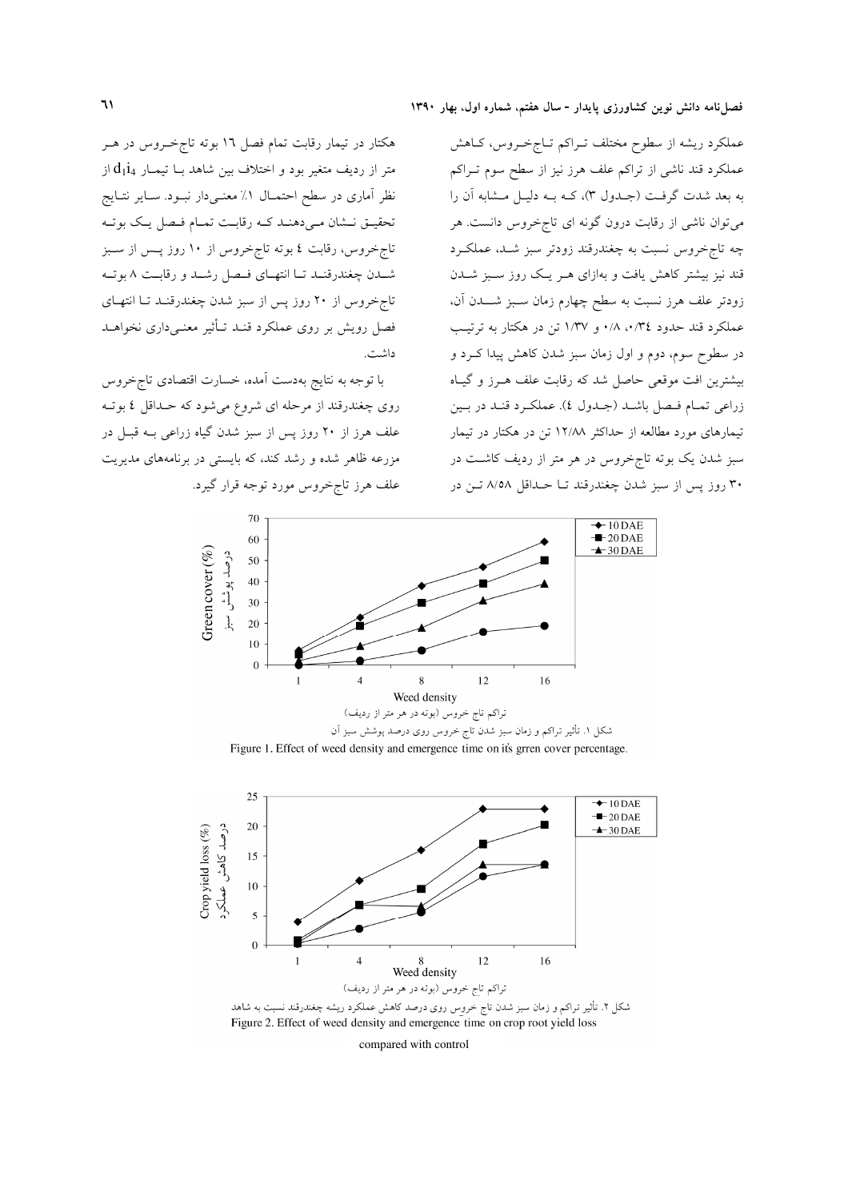عملکرد ریشه از سطوح مختلف تـراکم تـاج‌خـروس، کـاهش عملکرد قند ناشی از تراکم علف هرز نیز از سطح سوم تـراکم به بعد شدت گرفـت (جـدول ۳)، کـه بـه دلیـل مـشابه آن را می‌توان ناشی از رقابت درون گونه ای تاج‌خروس دانست. هر چه تاج‌خروس نسبت به چغندرقند زودتر سبز شـد، عملکـرد قند نیز بیشتر کاهش یافت و به‌ازای هـر یـک روز سـبز شـدن زودتر علف هرز نسبت به سطح چهارم زمان سـبز شـدن آن، عملکرد قند حدود ۰/۳۴، ۰/۸ و ۱/۳۷ تن در هکتار به ترتیب در سطوح سوم، دوم و اول زمان سبز شدن کاهش پیدا کـرد و بیشترین افت موقعی حاصل شد که رقابت علف هـرز و گیـاه زراعی تمـام فـصل باشـد (جـدول ٤). عملکـرد قنـد در بـین تیمارهای مورد مطالعه از حداکثر ۱۲/۸۸ تن در هکتار در تیمار سبز شدن یک بوته تاج‌خروس در هر متر از ردیف کاشـت در ۳۰ روز پس از سبز شدن چغندرقند تـا حـداقل ۸/۵۸ تـن در هکتار در تیمار رقابت تمام فصل ۱٦ بوته تاج‌خـروس در هـر متر از ردیف متغیر بود و اختلاف بین شاهد بـا تیمـار $d_1i_4$ از نظر آماری در سطح احتمـال ۱٪ معنـی‌دار نبـود. سایر نتـایج تحقیـق نـشان مـی‌دهنـد کـه رقابـت تمـام فـصل یـک بوتـه تاج‌خروس، رقابت ٤ بوته تاج‌خروس از ۱۰ روز پـس از سـبز شـدن چغندرقنـد تـا انتهـای فـصل رشـد و رقابـت ۸ بوتـه تاج‌خروس از ۲۰ روز پس از سبز شدن چغندرقنـد تـا انتهـای فصل رویش بر روی عملکرد قنـد تـأثیر معنـی‌داری نخواهـد داشت.

با توجه به نتایج به‌دست آمده، خسارت اقتصادی تاج‌خروس روی چغندرقند از مرحله ای شروع می‌شود که حـداقل ٤ بوتـه علف هرز از ۲۰ روز پس از سبز شدن گیاه زراعی بـه قبـل در مزرعه ظاهر شده و رشد کند، که بایستی در برنامه‌های مدیریت علف هرز تاج‌خروس مورد توجه قرار گیرد.

شکل ۱. تأثیر تراکم و زمان سبز شدن تاج خروس روی درصد پوشش سبز آن

Figure 1. Effect of weed density and emergence time on it's grren cover percentage.

شکل ۲. تأثیر تراکم و زمان سبز شدن تاج خروس روی درصد کاهش عملکرد ریشه چغندرقند نسبت به شاهد

Figure 2. Effect of weed density and emergence time on crop root yield loss compared with control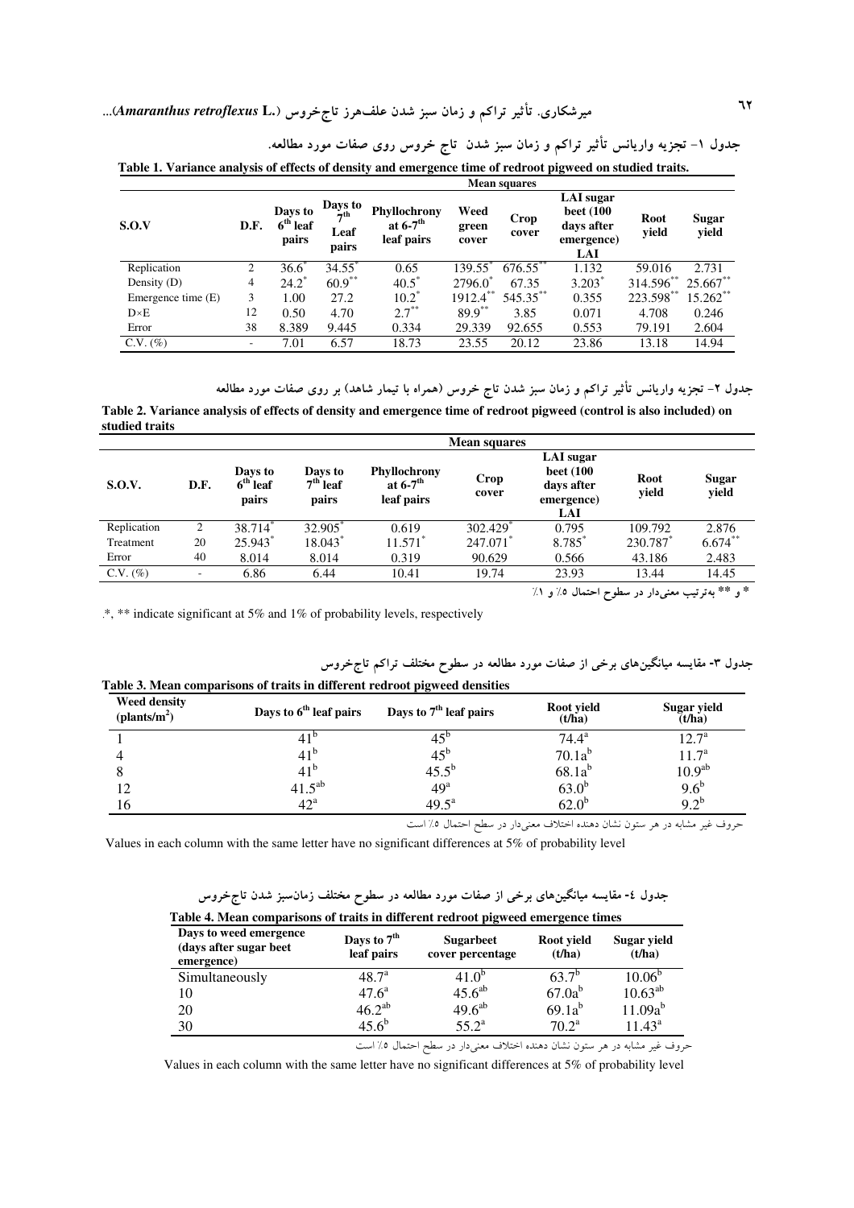جدول ۱- تجزیه واریانس تأثیر تراکم و زمان سبز شدن تاج خروس روی صفات مورد مطالعه.

**Table 1. Variance analysis of effects of density and emergence time of redroot pigweed on studied traits.**

| S.O.V | D.F. | Mean squares | | | | | | | |
|---|---|---|---|---|---|---|---|---|---|
| | | Days to $6^{th}$ leaf pairs | Days to $7^{th}$ Leaf pairs | Phyllochrony at $6\text{-}7^{th}$ leaf pairs | Weed green cover | Crop cover | LAI sugar beet (100 days after emergence) LAI | Root yield | Sugar yield |
| Replication | 2 | 36.6* | 34.55* | 0.65 | 139.55* | 676.55** | 1.132 | 59.016 | 2.731 |
| Density (D) | 4 | 24.2* | 60.9** | 40.5* | 2796.0* | 67.35 | 3.203* | 314.596** | 25.667** |
| Emergence time (E) | 3 | 1.00 | 27.2 | 10.2* | 1912.4** | 545.35** | 0.355 | 223.598** | 15.262** |
| D×E | 12 | 0.50 | 4.70 | 2.7** | 89.9** | 3.85 | 0.071 | 4.708 | 0.246 |
| Error | 38 | 8.389 | 9.445 | 0.334 | 29.339 | 92.655 | 0.553 | 79.191 | 2.604 |
| C.V. (%) | - | 7.01 | 6.57 | 18.73 | 23.55 | 20.12 | 23.86 | 13.18 | 14.94 |

جدول ۲- تجزیه واریانس تأثیر تراکم و زمان سبز شدن تاج خروس (همراه با تیمار شاهد) بر روی صفات مورد مطالعه

**Table 2. Variance analysis of effects of density and emergence time of redroot pigweed (control is also included) on studied traits**

| S.O.V. | D.F. | Mean squares | | | | | | |
|---|---|---|---|---|---|---|---|---|
| | | Days to $6^{th}$ leaf pairs | Days to $7^{th}$ leaf pairs | Phyllochrony at $6\text{-}7^{th}$ leaf pairs | Crop cover | LAI sugar beet (100 days after emergence) LAI | Root yield | Sugar yield |
| Replication | 2 | 38.714* | 32.905* | 0.619 | 302.429* | 0.795 | 109.792 | 2.876 |
| Treatment | 20 | 25.943* | 18.043* | 11.571* | 247.071* | 8.785* | 230.787* | 6.674** |
| Error | 40 | 8.014 | 8.014 | 0.319 | 90.629 | 0.566 | 43.186 | 2.483 |
| C.V. (%) | - | 6.86 | 6.44 | 10.41 | 19.74 | 23.93 | 13.44 | 14.45 |

* و ** به‌ترتیب معنی‌دار در سطوح احتمال ۵٪ و ۱٪

*, ** indicate significant at 5% and 1% of probability levels, respectively

جدول ۳- مقایسه میانگین‌های برخی از صفات مورد مطالعه در سطوح مختلف تراکم تاج‌خروس

**Table 3. Mean comparisons of traits in different redroot pigweed densities**

| Weed density (plants/m$^2$) | Days to $6^{th}$ leaf pairs | Days to $7^{th}$ leaf pairs | Root yield (t/ha) | Sugar yield (t/ha) |
|---|---|---|---|---|
| 1 | 41$^{b}$ | 45$^{b}$ | 74.4$^{a}$ | 12.7$^{a}$ |
| 4 | 41$^{b}$ | 45$^{b}$ | 70.1a$^{b}$ | 11.7$^{a}$ |
| 8 | 41$^{b}$ | 45.5$^{b}$ | 68.1a$^{b}$ | 10.9$^{ab}$ |
| 12 | 41.5$^{ab}$ | 49$^{a}$ | 63.0$^{b}$ | 9.6$^{b}$ |
| 16 | 42$^{a}$ | 49.5$^{a}$ | 62.0$^{b}$ | 9.2$^{b}$ |

حروف غیر مشابه در هر ستون نشان دهنده اختلاف معنی‌دار در سطح احتمال ۵٪ است

Values in each column with the same letter have no significant differences at 5% of probability level

جدول ٤- مقایسه میانگین‌های برخی از صفات مورد مطالعه در سطوح مختلف زمان‌سبز شدن تاج‌خروس

**Table 4. Mean comparisons of traits in different redroot pigweed emergence times**

| Days to weed emergence (days after sugar beet emergence) | Days to $7^{th}$ leaf pairs | Sugarbeet cover percentage | Root yield (t/ha) | Sugar yield (t/ha) |
|---|---|---|---|---|
| Simultaneously | 48.7$^{a}$ | 41.0$^{b}$ | 63.7$^{b}$ | 10.06$^{b}$ |
| 10 | 47.6$^{a}$ | 45.6$^{ab}$ | 67.0a$^{b}$ | 10.63$^{ab}$ |
| 20 | 46.2$^{ab}$ | 49.6$^{ab}$ | 69.1a$^{b}$ | 11.09a$^{b}$ |
| 30 | 45.6$^{b}$ | 55.2$^{a}$ | 70.2$^{a}$ | 11.43$^{a}$ |

حروف غیر مشابه در هر ستون نشان دهنده اختلاف معنی‌دار در سطح احتمال ۵٪ است

Values in each column with the same letter have no significant differences at 5% of probability level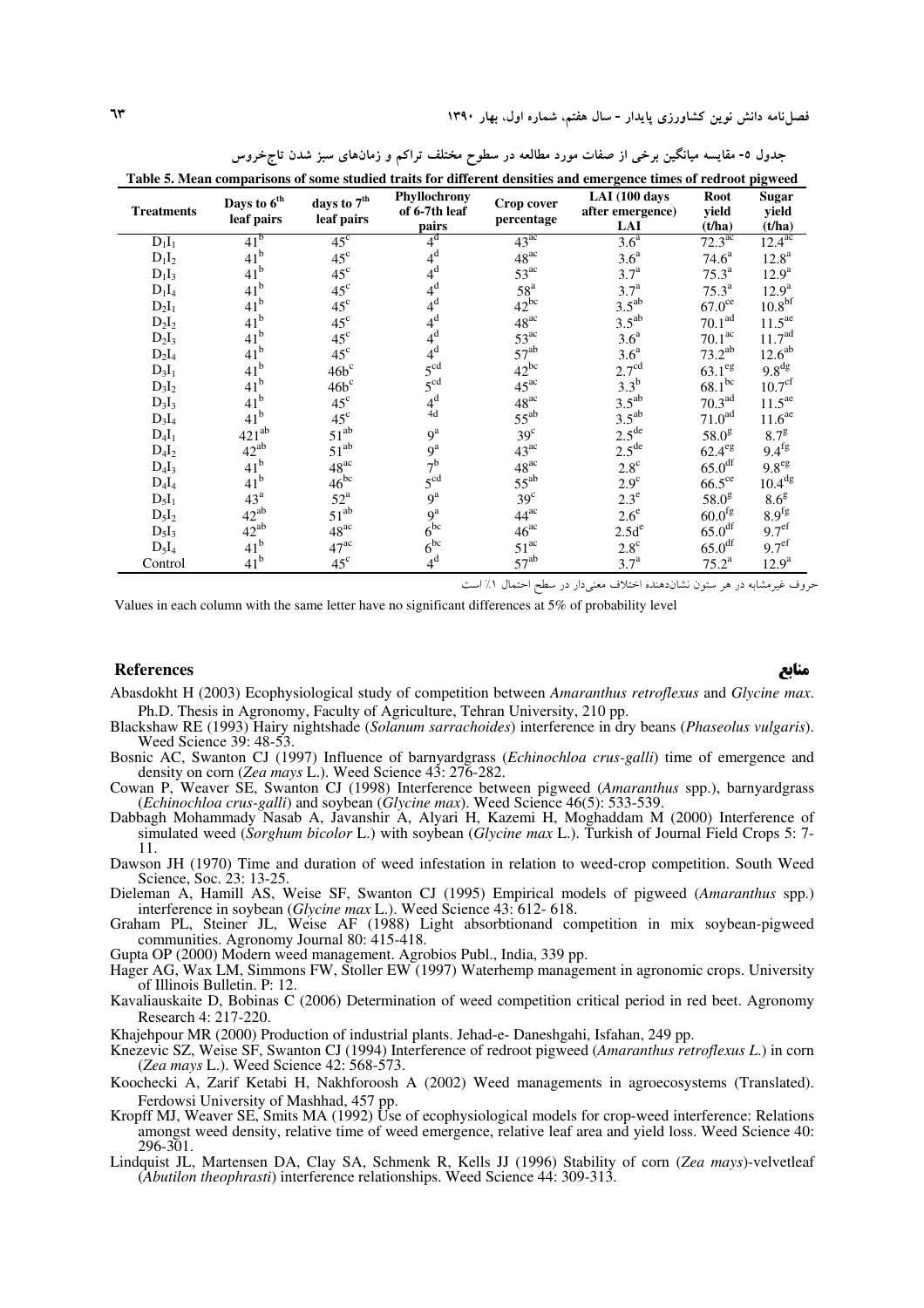جدول ۵- مقایسه میانگین برخی از صفات مورد مطالعه در سطوح مختلف تراکم و زمان‌های سبز شدن تاج‌خروس

**Table 5. Mean comparisons of some studied traits for different densities and emergence times of redroot pigweed**

| Treatments | Days to 6th leaf pairs | days to 7th leaf pairs | Phyllochrony of 6-7th leaf pairs | Crop cover percentage | LAI (100 days after emergence) LAI | Root yield (t/ha) | Sugar yield (t/ha) |
|---|---|---|---|---|---|---|---|
| $D_1I_1$ | $41^b$ | $45^c$ | $4^d$ | $43^{ac}$ | $3.6^a$ | $72.3^{ac}$ | $12.4^{ac}$ |
| $D_1I_2$ | $41^b$ | $45^c$ | $4^d$ | $48^{ac}$ | $3.6^a$ | $74.6^a$ | $12.8^a$ |
| $D_1I_3$ | $41^b$ | $45^c$ | $4^d$ | $53^{ac}$ | $3.7^a$ | $75.3^a$ | $12.9^a$ |
| $D_1I_4$ | $41^b$ | $45^c$ | $4^d$ | $58^a$ | $3.7^a$ | $75.3^a$ | $12.9^a$ |
| $D_2I_1$ | $41^b$ | $45^c$ | $4^d$ | $42^{bc}$ | $3.5^{ab}$ | $67.0^{ce}$ | $10.8^{bf}$ |
| $D_2I_2$ | $41^b$ | $45^c$ | $4^d$ | $48^{ac}$ | $3.5^{ab}$ | $70.1^{ad}$ | $11.5^{ae}$ |
| $D_2I_3$ | $41^b$ | $45^c$ | $4^d$ | $53^{ac}$ | $3.6^a$ | $70.1^{ac}$ | $11.7^{ad}$ |
| $D_2I_4$ | $41^b$ | $45^c$ | $4^d$ | $57^{ab}$ | $3.6^a$ | $73.2^{ab}$ | $12.6^{ab}$ |
| $D_3I_1$ | $41^b$ | $46b^c$ | $5^{cd}$ | $42^{bc}$ | $2.7^{cd}$ | $63.1^{eg}$ | $9.8^{dg}$ |
| $D_3I_2$ | $41^b$ | $46b^c$ | $5^{cd}$ | $45^{ac}$ | $3.3^b$ | $68.1^{bc}$ | $10.7^{cf}$ |
| $D_3I_3$ | $41^b$ | $45^c$ | $4^d$ | $48^{ac}$ | $3.5^{ab}$ | $70.3^{ad}$ | $11.5^{ae}$ |
| $D_3I_4$ | $41^b$ | $45^c$ | 4d | $55^{ab}$ | $3.5^{ab}$ | $71.0^{ad}$ | $11.6^{ae}$ |
| $D_4I_1$ | $421^{ab}$ | $51^{ab}$ | $9^a$ | $39^c$ | $2.5^{de}$ | $58.0^g$ | $8.7^g$ |
| $D_4I_2$ | $42^{ab}$ | $51^{ab}$ | $9^a$ | $43^{ac}$ | $2.5^{de}$ | $62.4^{eg}$ | $9.4^{fg}$ |
| $D_4I_3$ | $41^b$ | $48^{ac}$ | $7^b$ | $48^{ac}$ | $2.8^c$ | $65.0^{df}$ | $9.8^{eg}$ |
| $D_4I_4$ | $41^b$ | $46^{bc}$ | $5^{cd}$ | $55^{ab}$ | $2.9^c$ | $66.5^{ce}$ | $10.4^{dg}$ |
| $D_5I_1$ | $43^a$ | $52^a$ | $9^a$ | $39^c$ | $2.3^e$ | $58.0^g$ | $8.6^g$ |
| $D_5I_2$ | $42^{ab}$ | $51^{ab}$ | $9^a$ | $44^{ac}$ | $2.6^e$ | $60.0^{fg}$ | $8.9^{fg}$ |
| $D_5I_3$ | $42^{ab}$ | $48^{ac}$ | $6^{bc}$ | $46^{ac}$ | $2.5d^e$ | $65.0^{df}$ | $9.7^{ef}$ |
| $D_5I_4$ | $41^b$ | $47^{ac}$ | $6^{bc}$ | $51^{ac}$ | $2.8^c$ | $65.0^{df}$ | $9.7^{ef}$ |
| Control | $41^b$ | $45^c$ | $4^d$ | $57^{ab}$ | $3.7^a$ | $75.2^a$ | $12.9^a$ |

حروف غیرمشابه در هر ستون نشان‌دهنده اختلاف معنی‌دار در سطح احتمال ۱٪ است

Values in each column with the same letter have no significant differences at 5% of probability level

## References

## منابع

Abasdokht H (2003) Ecophysiological study of competition between *Amaranthus retroflexus* and *Glycine max*. Ph.D. Thesis in Agronomy, Faculty of Agriculture, Tehran University, 210 pp.

Blackshaw RE (1993) Hairy nightshade (*Solanum sarrachoides*) interference in dry beans (*Phaseolus vulgaris*). Weed Science 39: 48-53.

Bosnic AC, Swanton CJ (1997) Influence of barnyardgrass (*Echinochloa crus-galli*) time of emergence and density on corn (*Zea mays* L.). Weed Science 43: 276-282.

Cowan P, Weaver SE, Swanton CJ (1998) Interference between pigweed (*Amaranthus* spp.), barnyardgrass (*Echinochloa crus-galli*) and soybean (*Glycine max*). Weed Science 46(5): 533-539.

Dabbagh Mohammady Nasab A, Javanshir A, Alyari H, Kazemi H, Moghaddam M (2000) Interference of simulated weed (*Sorghum bicolor* L.) with soybean (*Glycine max* L.). Turkish of Journal Field Crops 5: 7-11.

Dawson JH (1970) Time and duration of weed infestation in relation to weed-crop competition. South Weed Science, Soc. 23: 13-25.

Dieleman A, Hamill AS, Weise SF, Swanton CJ (1995) Empirical models of pigweed (*Amaranthus* spp.) interference in soybean (*Glycine max* L.). Weed Science 43: 612- 618.

Graham PL, Steiner JL, Weise AF (1988) Light absorbtionand competition in mix soybean-pigweed communities. Agronomy Journal 80: 415-418.

Gupta OP (2000) Modern weed management. Agrobios Publ., India, 339 pp.

Hager AG, Wax LM, Simmons FW, Stoller EW (1997) Waterhemp management in agronomic crops. University of Illinois Bulletin. P: 12.

Kavaliauskaite D, Bobinas C (2006) Determination of weed competition critical period in red beet. Agronomy Research 4: 217-220.

Khajehpour MR (2000) Production of industrial plants. Jehad-e- Daneshgahi, Isfahan, 249 pp.

Knezevic SZ, Weise SF, Swanton CJ (1994) Interference of redroot pigweed (*Amaranthus retroflexus L.*) in corn (*Zea mays* L.). Weed Science 42: 568-573.

Koochecki A, Zarif Ketabi H, Nakhforoosh A (2002) Weed managements in agroecosystems (Translated). Ferdowsi University of Mashhad, 457 pp.

Kropff MJ, Weaver SE, Smits MA (1992) Use of ecophysiological models for crop-weed interference: Relations amongst weed density, relative time of weed emergence, relative leaf area and yield loss. Weed Science 40: 296-301.

Lindquist JL, Martensen DA, Clay SA, Schmenk R, Kells JJ (1996) Stability of corn (*Zea mays*)-velvetleaf (*Abutilon theophrasti*) interference relationships. Weed Science 44: 309-313.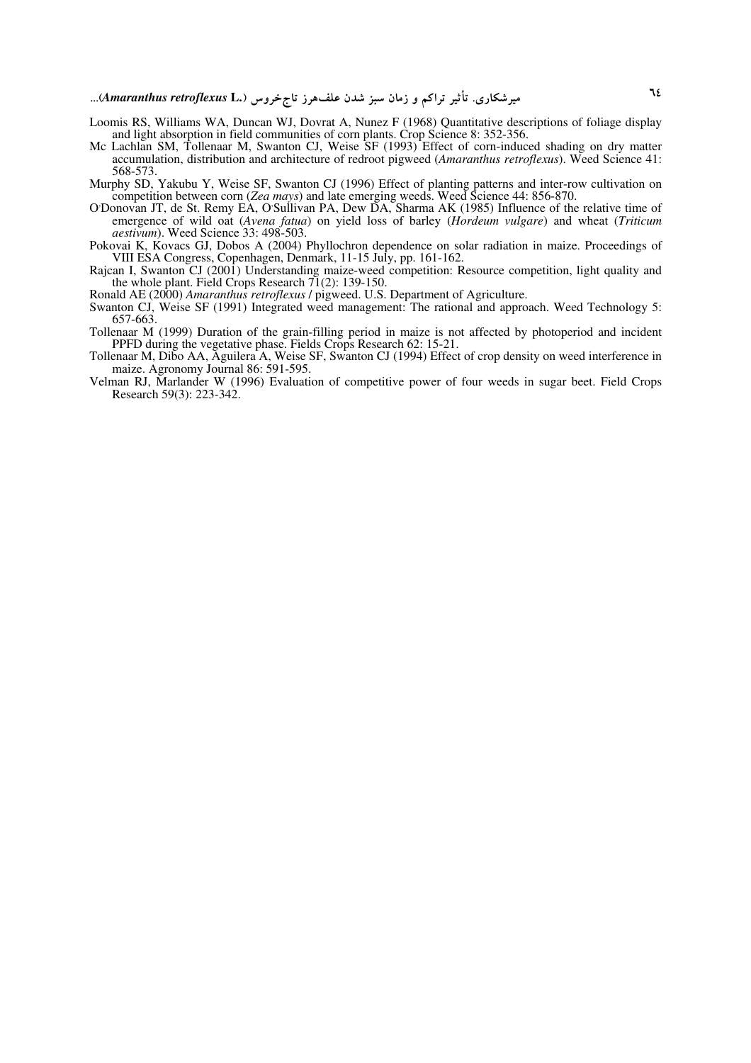Loomis RS, Williams WA, Duncan WJ, Dovrat A, Nunez F (1968) Quantitative descriptions of foliage display and light absorption in field communities of corn plants. Crop Science 8: 352-356.

Mc Lachlan SM, Tollenaar M, Swanton CJ, Weise SF (1993) Effect of corn-induced shading on dry matter accumulation, distribution and architecture of redroot pigweed (*Amaranthus retroflexus*). Weed Science 41: 568-573.

Murphy SD, Yakubu Y, Weise SF, Swanton CJ (1996) Effect of planting patterns and inter-row cultivation on competition between corn (*Zea mays*) and late emerging weeds. Weed Science 44: 856-870.

O'Donovan JT, de St. Remy EA, O'Sullivan PA, Dew DA, Sharma AK (1985) Influence of the relative time of emergence of wild oat (*Avena fatua*) on yield loss of barley (*Hordeum vulgare*) and wheat (*Triticum aestivum*). Weed Science 33: 498-503.

Pokovai K, Kovacs GJ, Dobos A (2004) Phyllochron dependence on solar radiation in maize. Proceedings of VIII ESA Congress, Copenhagen, Denmark, 11-15 July, pp. 161-162.

Rajcan I, Swanton CJ (2001) Understanding maize-weed competition: Resource competition, light quality and the whole plant. Field Crops Research 71(2): 139-150.

Ronald AE (2000) *Amaranthus retroflexus* / pigweed. U.S. Department of Agriculture.

Swanton CJ, Weise SF (1991) Integrated weed management: The rational and approach. Weed Technology 5: 657-663.

Tollenaar M (1999) Duration of the grain-filling period in maize is not affected by photoperiod and incident PPFD during the vegetative phase. Fields Crops Research 62: 15-21.

Tollenaar M, Dibo AA, Aguilera A, Weise SF, Swanton CJ (1994) Effect of crop density on weed interference in maize. Agronomy Journal 86: 591-595.

Velman RJ, Marlander W (1996) Evaluation of competitive power of four weeds in sugar beet. Field Crops Research 59(3): 223-342.